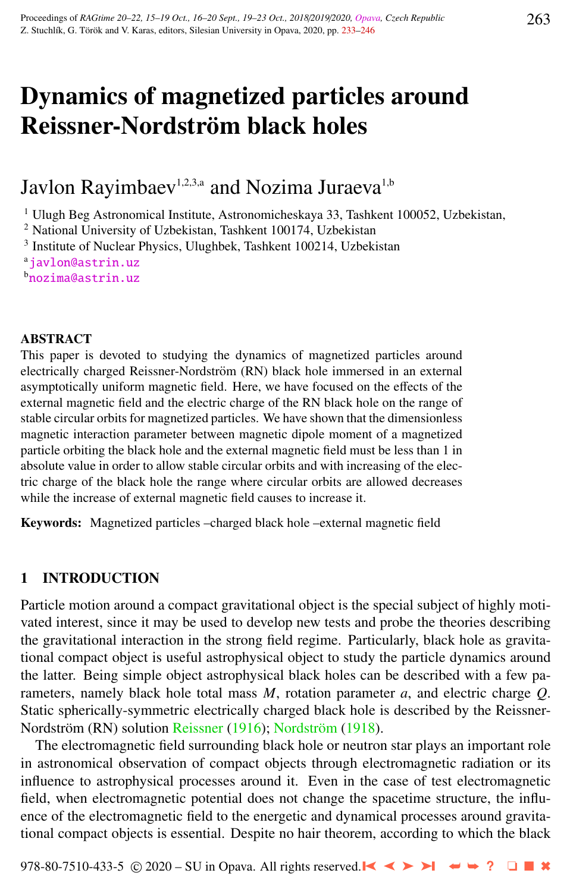# Dynamics of magnetized particles around Reissner-Nordström black holes

Javlon Rayimbaev[1,2,3,a] and Nozima Juraeva[1,b]

[1] Ulugh Beg Astronomical Institute, Astronomicheskaya 33, Tashkent 100052, Uzbekistan,
[2] National University of Uzbekistan, Tashkent 100174, Uzbekistan
[3] Institute of Nuclear Physics, Ulughbek, Tashkent 100214, Uzbekistan
[a] javlon@astrin.uz
[b] nozima@astrin.uz

## ABSTRACT

This paper is devoted to studying the dynamics of magnetized particles around electrically charged Reissner-Nordström (RN) black hole immersed in an external asymptotically uniform magnetic field. Here, we have focused on the effects of the external magnetic field and the electric charge of the RN black hole on the range of stable circular orbits for magnetized particles. We have shown that the dimensionless magnetic interaction parameter between magnetic dipole moment of a magnetized particle orbiting the black hole and the external magnetic field must be less than 1 in absolute value in order to allow stable circular orbits and with increasing of the electric charge of the black hole the range where circular orbits are allowed decreases while the increase of external magnetic field causes to increase it.

**Keywords:** Magnetized particles –charged black hole –external magnetic field

## 1 INTRODUCTION

Particle motion around a compact gravitational object is the special subject of highly motivated interest, since it may be used to develop new tests and probe the theories describing the gravitational interaction in the strong field regime. Particularly, black hole as gravitational compact object is useful astrophysical object to study the particle dynamics around the latter. Being simple object astrophysical black holes can be described with a few parameters, namely black hole total mass $M$, rotation parameter $a$, and electric charge $Q$. Static spherically-symmetric electrically charged black hole is described by the Reissner-Nordström (RN) solution Reissner (1916); Nordström (1918).

The electromagnetic field surrounding black hole or neutron star plays an important role in astronomical observation of compact objects through electromagnetic radiation or its influence to astrophysical processes around it. Even in the case of test electromagnetic field, when electromagnetic potential does not change the spacetime structure, the influence of the electromagnetic field to the energetic and dynamical processes around gravitational compact objects is essential. Despite no hair theorem, according to which the black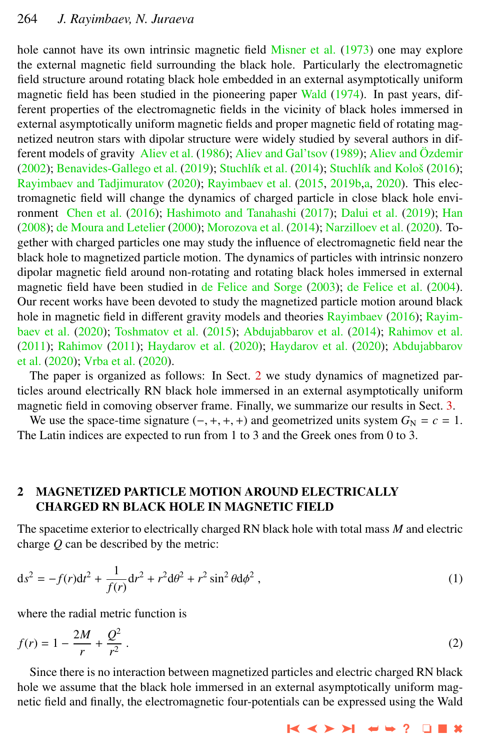hole cannot have its own intrinsic magnetic field Misner et al. (1973) one may explore the external magnetic field surrounding the black hole. Particularly the electromagnetic field structure around rotating black hole embedded in an external asymptotically uniform magnetic field has been studied in the pioneering paper Wald (1974). In past years, different properties of the electromagnetic fields in the vicinity of black holes immersed in external asymptotically uniform magnetic fields and proper magnetic field of rotating magnetized neutron stars with dipolar structure were widely studied by several authors in different models of gravity Aliev et al. (1986); Aliev and Gal'tsov (1989); Aliev and Özdemir (2002); Benavides-Gallego et al. (2019); Stuchlík et al. (2014); Stuchlík and Kološ (2016); Rayimbaev and Tadjimuratov (2020); Rayimbaev et al. (2015, 2019b,a, 2020). This electromagnetic field will change the dynamics of charged particle in close black hole environment Chen et al. (2016); Hashimoto and Tanahashi (2017); Dalui et al. (2019); Han (2008); de Moura and Letelier (2000); Morozova et al. (2014); Narzilloev et al. (2020). Together with charged particles one may study the influence of electromagnetic field near the black hole to magnetized particle motion. The dynamics of particles with intrinsic nonzero dipolar magnetic field around non-rotating and rotating black holes immersed in external magnetic field have been studied in de Felice and Sorge (2003); de Felice et al. (2004). Our recent works have been devoted to study the magnetized particle motion around black hole in magnetic field in different gravity models and theories Rayimbaev (2016); Rayimbaev et al. (2020); Toshmatov et al. (2015); Abdujabbarov et al. (2014); Rahimov et al. (2011); Rahimov (2011); Haydarov et al. (2020); Haydarov et al. (2020); Abdujabbarov et al. (2020); Vrba et al. (2020).

The paper is organized as follows: In Sect. 2 we study dynamics of magnetized particles around electrically RN black hole immersed in an external asymptotically uniform magnetic field in comoving observer frame. Finally, we summarize our results in Sect. 3.

We use the space-time signature $(-,+,+,+)$ and geometrized units system $G_{\rm N} = c = 1$. The Latin indices are expected to run from 1 to 3 and the Greek ones from 0 to 3.

## 2 MAGNETIZED PARTICLE MOTION AROUND ELECTRICALLY CHARGED RN BLACK HOLE IN MAGNETIC FIELD

The spacetime exterior to electrically charged RN black hole with total mass $M$ and electric charge $Q$ can be described by the metric:

$$ds^2 = -f(r)dt^2 + \frac{1}{f(r)}dr^2 + r^2 d\theta^2 + r^2 \sin^2\theta d\phi^2 , \tag{1}$$

where the radial metric function is

$$f(r) = 1 - \frac{2M}{r} + \frac{Q^2}{r^2} . \tag{2}$$

Since there is no interaction between magnetized particles and electric charged RN black hole we assume that the black hole immersed in an external asymptotically uniform magnetic field and finally, the electromagnetic four-potentials can be expressed using the Wald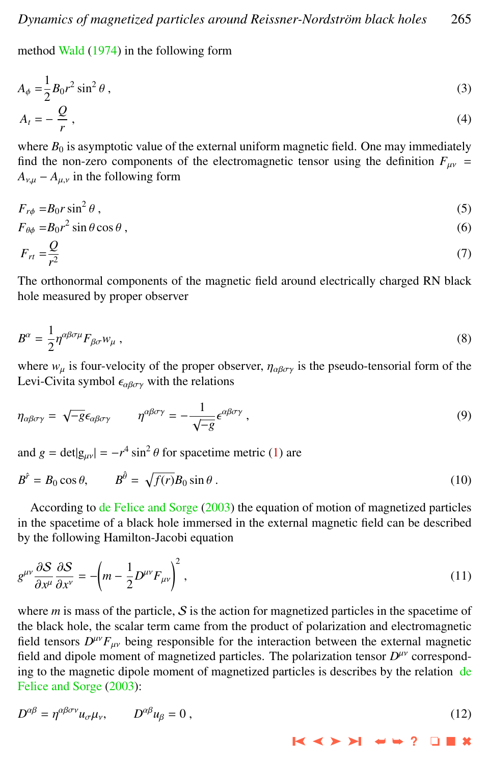method Wald (1974) in the following form

$$A_\phi = \frac{1}{2} B_0 r^2 \sin^2\theta \,, \tag{3}$$

$$A_t = -\frac{Q}{r} \,, \tag{4}$$

where $B_0$ is asymptotic value of the external uniform magnetic field. One may immediately find the non-zero components of the electromagnetic tensor using the definition $F_{\mu\nu} = A_{\nu,\mu} - A_{\mu,\nu}$ in the following form

$$F_{r\phi} = B_0 r \sin^2\theta \,, \tag{5}$$

$$F_{\theta\phi} = B_0 r^2 \sin\theta \cos\theta \,, \tag{6}$$

$$F_{rt} = \frac{Q}{r^2} \tag{7}$$

The orthonormal components of the magnetic field around electrically charged RN black hole measured by proper observer

$$B^\alpha = \frac{1}{2} \eta^{\alpha\beta\sigma\mu} F_{\beta\sigma} w_\mu \,, \tag{8}$$

where $w_\mu$ is four-velocity of the proper observer, $\eta_{\alpha\beta\sigma\gamma}$ is the pseudo-tensorial form of the Levi-Civita symbol $\epsilon_{\alpha\beta\sigma\gamma}$ with the relations

$$\eta_{\alpha\beta\sigma\gamma} = \sqrt{-g}\epsilon_{\alpha\beta\sigma\gamma} \qquad \eta^{\alpha\beta\sigma\gamma} = -\frac{1}{\sqrt{-g}} \epsilon^{\alpha\beta\sigma\gamma} \,, \tag{9}$$

and $g = \det|g_{\mu\nu}| = -r^4 \sin^2\theta$ for spacetime metric (1) are

$$B^{\hat{r}} = B_0 \cos\theta, \qquad B^{\hat{\theta}} = \sqrt{f(r)} B_0 \sin\theta \,. \tag{10}$$

According to de Felice and Sorge (2003) the equation of motion of magnetized particles in the spacetime of a black hole immersed in the external magnetic field can be described by the following Hamilton-Jacobi equation

$$g^{\mu\nu} \frac{\partial \mathcal{S}}{\partial x^\mu} \frac{\partial \mathcal{S}}{\partial x^\nu} = -\left( m - \frac{1}{2} D^{\mu\nu} F_{\mu\nu} \right)^2 \,, \tag{11}$$

where $m$ is mass of the particle, $\mathcal{S}$ is the action for magnetized particles in the spacetime of the black hole, the scalar term came from the product of polarization and electromagnetic field tensors $D^{\mu\nu}F_{\mu\nu}$ being responsible for the interaction between the external magnetic field and dipole moment of magnetized particles. The polarization tensor $D^{\mu\nu}$ corresponding to the magnetic dipole moment of magnetized particles is describes by the relation de Felice and Sorge (2003):

$$D^{\alpha\beta} = \eta^{\alpha\beta\sigma\nu} u_\sigma \mu_\nu, \qquad D^{\alpha\beta} u_\beta = 0 \,, \tag{12}$$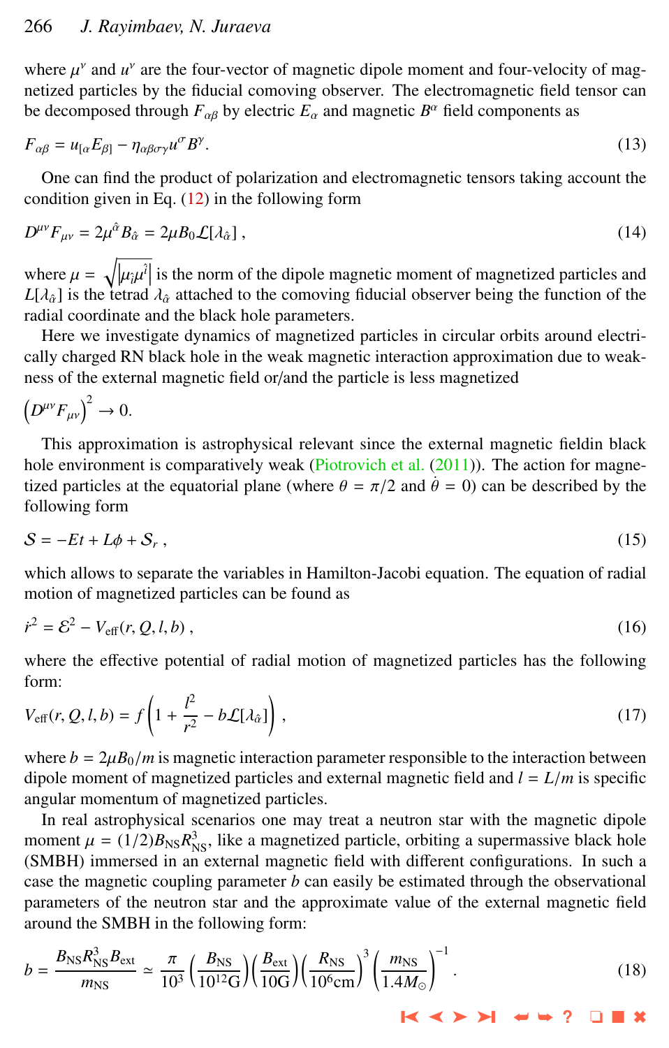where $\mu^{\nu}$ and $u^{\nu}$ are the four-vector of magnetic dipole moment and four-velocity of magnetized particles by the fiducial comoving observer. The electromagnetic field tensor can be decomposed through $F_{\alpha\beta}$ by electric $E_{\alpha}$ and magnetic $B^{\alpha}$ field components as

$$F_{\alpha\beta} = u_{[\alpha}E_{\beta]} - \eta_{\alpha\beta\sigma\gamma}u^{\sigma}B^{\gamma}. \tag{13}$$

One can find the product of polarization and electromagnetic tensors taking account the condition given in Eq. (12) in the following form

$$D^{\mu\nu}F_{\mu\nu} = 2\mu^{\hat{\alpha}}B_{\hat{\alpha}} = 2\mu B_0 \mathcal{L}[\lambda_{\hat{\alpha}}] , \tag{14}$$

where $\mu = \sqrt{|\mu_{\hat{i}}\mu^{\hat{i}}|}$ is the norm of the dipole magnetic moment of magnetized particles and $L[\lambda_{\hat{\alpha}}]$ is the tetrad $\lambda_{\hat{\alpha}}$ attached to the comoving fiducial observer being the function of the radial coordinate and the black hole parameters.

Here we investigate dynamics of magnetized particles in circular orbits around electrically charged RN black hole in the weak magnetic interaction approximation due to weakness of the external magnetic field or/and the particle is less magnetized

$$\left(D^{\mu\nu}F_{\mu\nu}\right)^2 \to 0.$$

This approximation is astrophysical relevant since the external magnetic fieldin black hole environment is comparatively weak (Piotrovich et al. (2011)). The action for magnetized particles at the equatorial plane (where $\theta = \pi/2$ and $\dot{\theta} = 0$) can be described by the following form

$$\mathcal{S} = -Et + L\phi + \mathcal{S}_r , \tag{15}$$

which allows to separate the variables in Hamilton-Jacobi equation. The equation of radial motion of magnetized particles can be found as

$$\dot{r}^2 = \mathcal{E}^2 - V_{\rm eff}(r, Q, l, b) , \tag{16}$$

where the effective potential of radial motion of magnetized particles has the following form:

$$V_{\rm eff}(r, Q, l, b) = f\left(1 + \frac{l^2}{r^2} - b\mathcal{L}[\lambda_{\hat{\alpha}}]\right) , \tag{17}$$

where $b = 2\mu B_0/m$ is magnetic interaction parameter responsible to the interaction between dipole moment of magnetized particles and external magnetic field and $l = L/m$ is specific angular momentum of magnetized particles.

In real astrophysical scenarios one may treat a neutron star with the magnetic dipole moment $\mu = (1/2)B_{\rm NS}R_{\rm NS}^3$, like a magnetized particle, orbiting a supermassive black hole (SMBH) immersed in an external magnetic field with different configurations. In such a case the magnetic coupling parameter $b$ can easily be estimated through the observational parameters of the neutron star and the approximate value of the external magnetic field around the SMBH in the following form:

$$b = \frac{B_{\rm NS}R_{\rm NS}^3 B_{\rm ext}}{m_{\rm NS}} \simeq \frac{\pi}{10^3}\left(\frac{B_{\rm NS}}{10^{12}{\rm G}}\right)\left(\frac{B_{\rm ext}}{10{\rm G}}\right)\left(\frac{R_{\rm NS}}{10^6{\rm cm}}\right)^3\left(\frac{m_{\rm NS}}{1.4M_{\odot}}\right)^{-1} . \tag{18}$$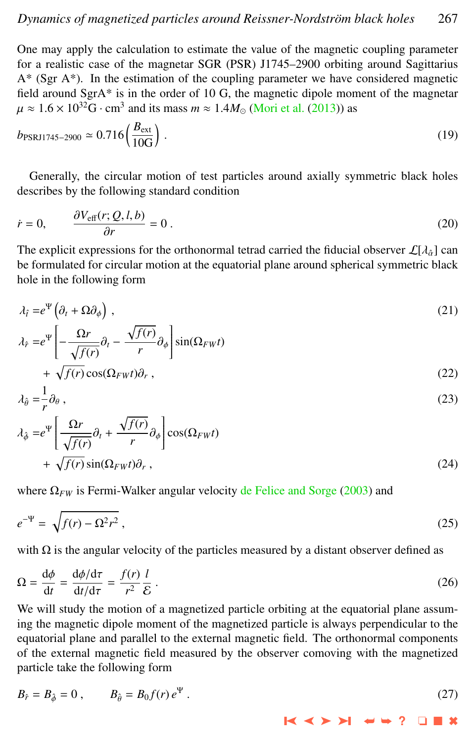One may apply the calculation to estimate the value of the magnetic coupling parameter for a realistic case of the magnetar SGR (PSR) J1745–2900 orbiting around Sagittarius A* (Sgr A*). In the estimation of the coupling parameter we have considered magnetic field around SgrA* is in the order of 10 G, the magnetic dipole moment of the magnetar $\mu \approx 1.6 \times 10^{32} \mathrm{G} \cdot \mathrm{cm}^3$ and its mass $m \approx 1.4 M_\odot$ (Mori et al. (2013)) as

$$b_{\mathrm{PSRJ1745-2900}} \simeq 0.716 \left( \frac{B_{\mathrm{ext}}}{10\mathrm{G}} \right) . \tag{19}$$

Generally, the circular motion of test particles around axially symmetric black holes describes by the following standard condition

$$\dot{r} = 0, \qquad \frac{\partial V_{\mathrm{eff}}(r; Q, l, b)}{\partial r} = 0 . \tag{20}$$

The explicit expressions for the orthonormal tetrad carried the fiducial observer $\mathcal{L}[\lambda_{\hat{\alpha}}]$ can be formulated for circular motion at the equatorial plane around spherical symmetric black hole in the following form

$$\lambda_{\hat{t}} = e^{\Psi} \left( \partial_t + \Omega \partial_\phi \right) , \tag{21}$$

$$\lambda_{\hat{r}} = e^{\Psi} \left[ -\frac{\Omega r}{\sqrt{f(r)}} \partial_t - \frac{\sqrt{f(r)}}{r} \partial_\phi \right] \sin(\Omega_{FW} t) + \sqrt{f(r)} \cos(\Omega_{FW} t) \partial_r , \tag{22}$$

$$\lambda_{\hat{\theta}} = \frac{1}{r} \partial_\theta , \tag{23}$$

$$\lambda_{\hat{\phi}} = e^{\Psi} \left[ \frac{\Omega r}{\sqrt{f(r)}} \partial_t + \frac{\sqrt{f(r)}}{r} \partial_\phi \right] \cos(\Omega_{FW} t) + \sqrt{f(r)} \sin(\Omega_{FW} t) \partial_r , \tag{24}$$

where $\Omega_{FW}$ is Fermi-Walker angular velocity de Felice and Sorge (2003) and

$$e^{-\Psi} = \sqrt{f(r) - \Omega^2 r^2} , \tag{25}$$

with $\Omega$ is the angular velocity of the particles measured by a distant observer defined as

$$\Omega = \frac{\mathrm{d}\phi}{\mathrm{d}t} = \frac{\mathrm{d}\phi/\mathrm{d}\tau}{\mathrm{d}t/\mathrm{d}\tau} = \frac{f(r)}{r^2} \frac{l}{\mathcal{E}} . \tag{26}$$

We will study the motion of a magnetized particle orbiting at the equatorial plane assuming the magnetic dipole moment of the magnetized particle is always perpendicular to the equatorial plane and parallel to the external magnetic field. The orthonormal components of the external magnetic field measured by the observer comoving with the magnetized particle take the following form

$$B_{\hat{r}} = B_{\hat{\phi}} = 0 , \qquad B_{\hat{\theta}} = B_0 f(r) \, e^{\Psi} . \tag{27}$$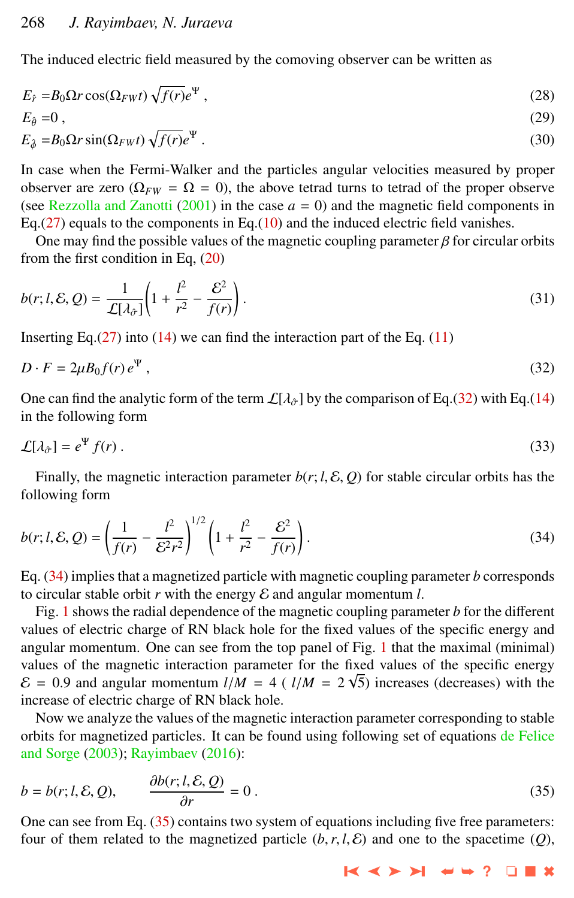The induced electric field measured by the comoving observer can be written as

$$E_{\hat{r}} = B_0 \Omega r \cos(\Omega_{FW} t) \sqrt{f(r)} e^{\Psi} , \tag{28}$$

$$E_{\hat{\theta}} = 0 , \tag{29}$$

$$E_{\hat{\phi}} = B_0 \Omega r \sin(\Omega_{FW} t) \sqrt{f(r)} e^{\Psi} . \tag{30}$$

In case when the Fermi-Walker and the particles angular velocities measured by proper observer are zero ($\Omega_{FW} = \Omega = 0$), the above tetrad turns to tetrad of the proper observe (see Rezzolla and Zanotti (2001) in the case $a = 0$) and the magnetic field components in Eq.(27) equals to the components in Eq.(10) and the induced electric field vanishes.

One may find the possible values of the magnetic coupling parameter $\beta$ for circular orbits from the first condition in Eq, (20)

$$b(r; l, \mathcal{E}, Q) = \frac{1}{\mathcal{L}[\lambda_{\hat{\sigma}}]} \left( 1 + \frac{l^2}{r^2} - \frac{\mathcal{E}^2}{f(r)} \right) . \tag{31}$$

Inserting Eq.(27) into (14) we can find the interaction part of the Eq. (11)

$$D \cdot F = 2\mu B_0 f(r) e^{\Psi} , \tag{32}$$

One can find the analytic form of the term $\mathcal{L}[\lambda_{\hat{\sigma}}]$ by the comparison of Eq.(32) with Eq.(14) in the following form

$$\mathcal{L}[\lambda_{\hat{\sigma}}] = e^{\Psi} f(r) . \tag{33}$$

Finally, the magnetic interaction parameter $b(r; l, \mathcal{E}, Q)$ for stable circular orbits has the following form

$$b(r; l, \mathcal{E}, Q) = \left( \frac{1}{f(r)} - \frac{l^2}{\mathcal{E}^2 r^2} \right)^{1/2} \left( 1 + \frac{l^2}{r^2} - \frac{\mathcal{E}^2}{f(r)} \right) . \tag{34}$$

Eq. (34) implies that a magnetized particle with magnetic coupling parameter $b$ corresponds to circular stable orbit $r$ with the energy $\mathcal{E}$ and angular momentum $l$.

Fig. 1 shows the radial dependence of the magnetic coupling parameter $b$ for the different values of electric charge of RN black hole for the fixed values of the specific energy and angular momentum. One can see from the top panel of Fig. 1 that the maximal (minimal) values of the magnetic interaction parameter for the fixed values of the specific energy $\mathcal{E} = 0.9$ and angular momentum $l/M = 4$ ( $l/M = 2\sqrt{5}$) increases (decreases) with the increase of electric charge of RN black hole.

Now we analyze the values of the magnetic interaction parameter corresponding to stable orbits for magnetized particles. It can be found using following set of equations de Felice and Sorge (2003); Rayimbaev (2016):

$$b = b(r; l, \mathcal{E}, Q), \qquad \frac{\partial b(r; l, \mathcal{E}, Q)}{\partial r} = 0 . \tag{35}$$

One can see from Eq. (35) contains two system of equations including five free parameters: four of them related to the magnetized particle $(b, r, l, \mathcal{E})$ and one to the spacetime $(Q)$,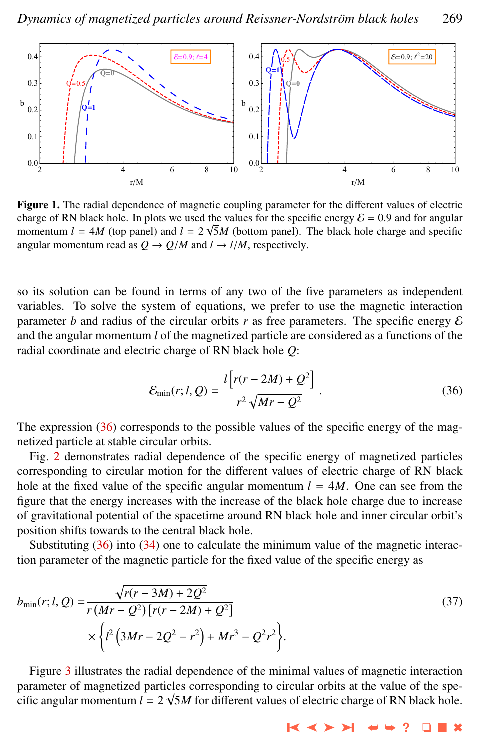**Figure 1.** The radial dependence of magnetic coupling parameter for the different values of electric charge of RN black hole. In plots we used the values for the specific energy $\mathcal{E} = 0.9$ and for angular momentum $l = 4M$ (top panel) and $l = 2\sqrt{5}M$ (bottom panel). The black hole charge and specific angular momentum read as $Q \to Q/M$ and $l \to l/M$, respectively.

so its solution can be found in terms of any two of the five parameters as independent variables. To solve the system of equations, we prefer to use the magnetic interaction parameter $b$ and radius of the circular orbits $r$ as free parameters. The specific energy $\mathcal{E}$ and the angular momentum $l$ of the magnetized particle are considered as a functions of the radial coordinate and electric charge of RN black hole $Q$:

$$\mathcal{E}_{\min}(r; l, Q) = \frac{l\left[r(r-2M)+Q^2\right]}{r^2\sqrt{Mr-Q^2}} . \tag{36}$$

The expression (36) corresponds to the possible values of the specific energy of the magnetized particle at stable circular orbits.

Fig. 2 demonstrates radial dependence of the specific energy of magnetized particles corresponding to circular motion for the different values of electric charge of RN black hole at the fixed value of the specific angular momentum $l = 4M$. One can see from the figure that the energy increases with the increase of the black hole charge due to increase of gravitational potential of the spacetime around RN black hole and inner circular orbit's position shifts towards to the central black hole.

Substituting (36) into (34) one to calculate the minimum value of the magnetic interaction parameter of the magnetic particle for the fixed value of the specific energy as

$$b_{\min}(r; l, Q) = \frac{\sqrt{r(r-3M)+2Q^2}}{r\left(Mr-Q^2\right)\left[r(r-2M)+Q^2\right]} \times \left\{l^2\left(3Mr-2Q^2-r^2\right)+Mr^3-Q^2r^2\right\}. \tag{37}$$

Figure 3 illustrates the radial dependence of the minimal values of magnetic interaction parameter of magnetized particles corresponding to circular orbits at the value of the specific angular momentum $l = 2\sqrt{5}M$ for different values of electric charge of RN black hole.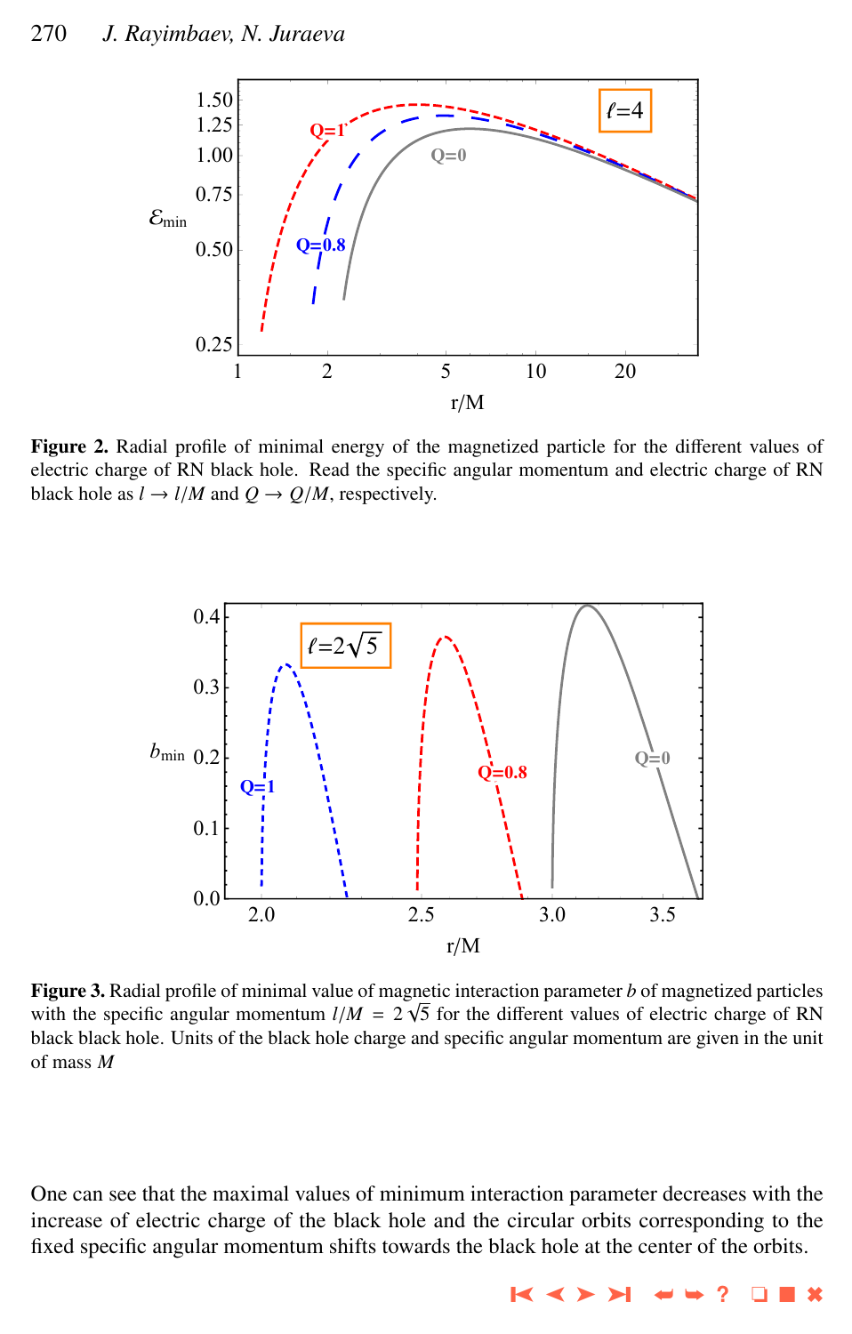**Figure 2.** Radial profile of minimal energy of the magnetized particle for the different values of electric charge of RN black hole. Read the specific angular momentum and electric charge of RN black hole as $l \to l/M$ and $Q \to Q/M$, respectively.

**Figure 3.** Radial profile of minimal value of magnetic interaction parameter $b$ of magnetized particles with the specific angular momentum $l/M = 2\sqrt{5}$ for the different values of electric charge of RN black black hole. Units of the black hole charge and specific angular momentum are given in the unit of mass $M$

One can see that the maximal values of minimum interaction parameter decreases with the increase of electric charge of the black hole and the circular orbits corresponding to the fixed specific angular momentum shifts towards the black hole at the center of the orbits.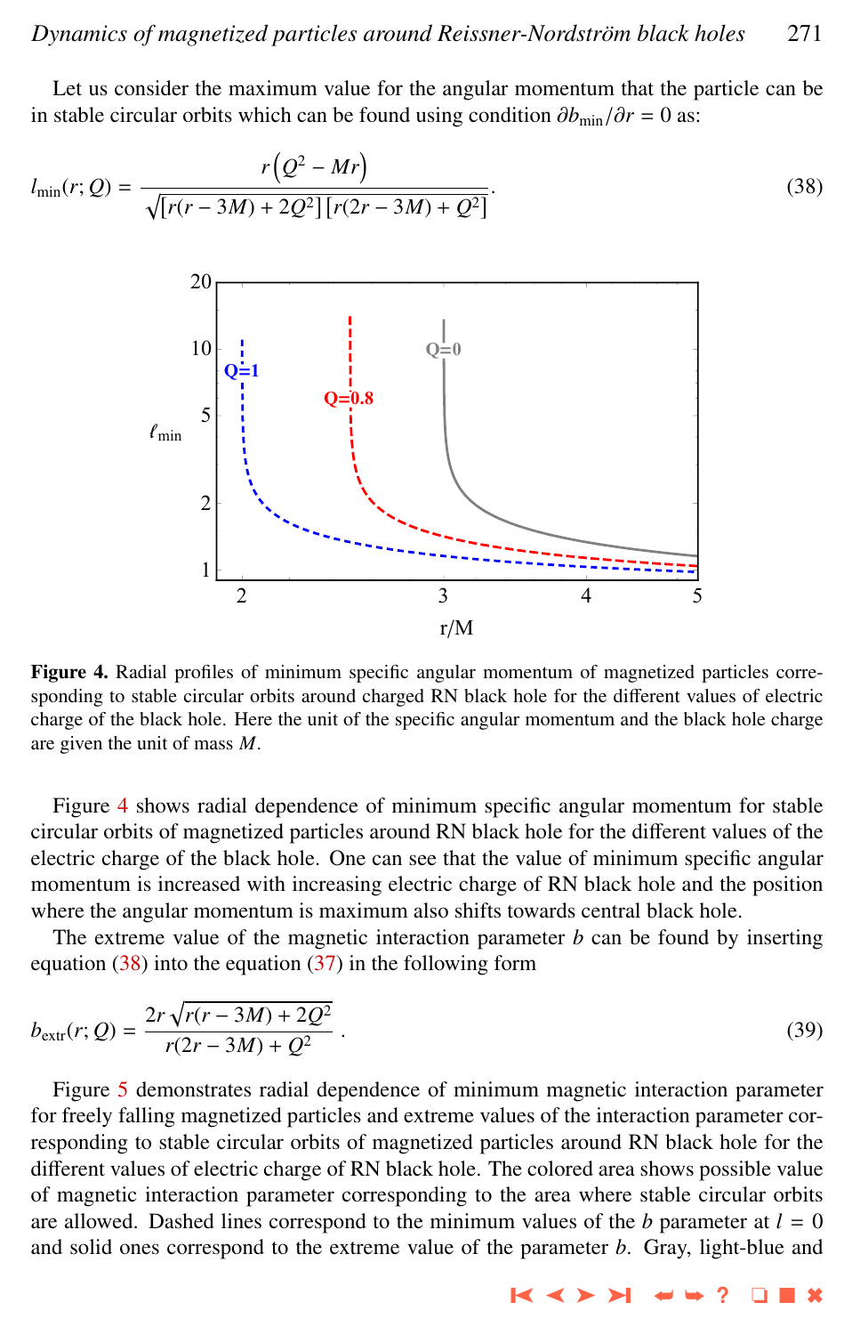Let us consider the maximum value for the angular momentum that the particle can be in stable circular orbits which can be found using condition $\partial b_{\min}/\partial r = 0$ as:

$$l_{\min}(r;Q) = \frac{r\left(Q^2 - Mr\right)}{\sqrt{[r(r-3M)+2Q^2]\,[r(2r-3M)+Q^2]}}. \tag{38}$$

**Figure 4.** Radial profiles of minimum specific angular momentum of magnetized particles corresponding to stable circular orbits around charged RN black hole for the different values of electric charge of the black hole. Here the unit of the specific angular momentum and the black hole charge are given the unit of mass $M$.

Figure 4 shows radial dependence of minimum specific angular momentum for stable circular orbits of magnetized particles around RN black hole for the different values of the electric charge of the black hole. One can see that the value of minimum specific angular momentum is increased with increasing electric charge of RN black hole and the position where the angular momentum is maximum also shifts towards central black hole.

The extreme value of the magnetic interaction parameter $b$ can be found by inserting equation (38) into the equation (37) in the following form

$$b_{\mathrm{extr}}(r;Q) = \frac{2r\sqrt{r(r-3M)+2Q^2}}{r(2r-3M)+Q^2}. \tag{39}$$

Figure 5 demonstrates radial dependence of minimum magnetic interaction parameter for freely falling magnetized particles and extreme values of the interaction parameter corresponding to stable circular orbits of magnetized particles around RN black hole for the different values of electric charge of RN black hole. The colored area shows possible value of magnetic interaction parameter corresponding to the area where stable circular orbits are allowed. Dashed lines correspond to the minimum values of the $b$ parameter at $l = 0$ and solid ones correspond to the extreme value of the parameter $b$. Gray, light-blue and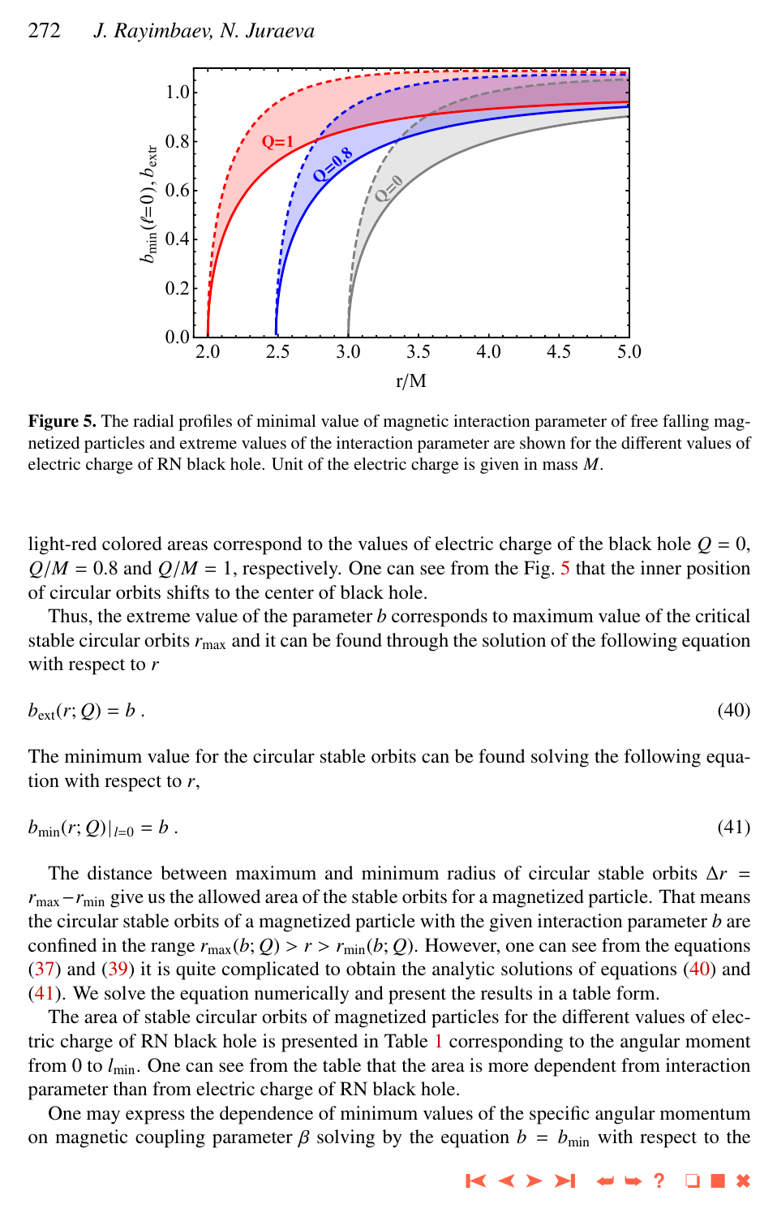**Figure 5.** The radial profiles of minimal value of magnetic interaction parameter of free falling magnetized particles and extreme values of the interaction parameter are shown for the different values of electric charge of RN black hole. Unit of the electric charge is given in mass $M$.

light-red colored areas correspond to the values of electric charge of the black hole $Q = 0$, $Q/M = 0.8$ and $Q/M = 1$, respectively. One can see from the Fig. 5 that the inner position of circular orbits shifts to the center of black hole.

Thus, the extreme value of the parameter $b$ corresponds to maximum value of the critical stable circular orbits $r_{\max}$ and it can be found through the solution of the following equation with respect to $r$

$$b_{\text{ext}}(r; Q) = b \,. \tag{40}$$

The minimum value for the circular stable orbits can be found solving the following equation with respect to $r$,

$$b_{\min}(r; Q)|_{l=0} = b \,. \tag{41}$$

The distance between maximum and minimum radius of circular stable orbits $\Delta r = r_{\max} - r_{\min}$ give us the allowed area of the stable orbits for a magnetized particle. That means the circular stable orbits of a magnetized particle with the given interaction parameter $b$ are confined in the range $r_{\max}(b; Q) > r > r_{\min}(b; Q)$. However, one can see from the equations (37) and (39) it is quite complicated to obtain the analytic solutions of equations (40) and (41). We solve the equation numerically and present the results in a table form.

The area of stable circular orbits of magnetized particles for the different values of electric charge of RN black hole is presented in Table 1 corresponding to the angular moment from 0 to $l_{\min}$. One can see from the table that the area is more dependent from interaction parameter than from electric charge of RN black hole.

One may express the dependence of minimum values of the specific angular momentum on magnetic coupling parameter $\beta$ solving by the equation $b = b_{\min}$ with respect to the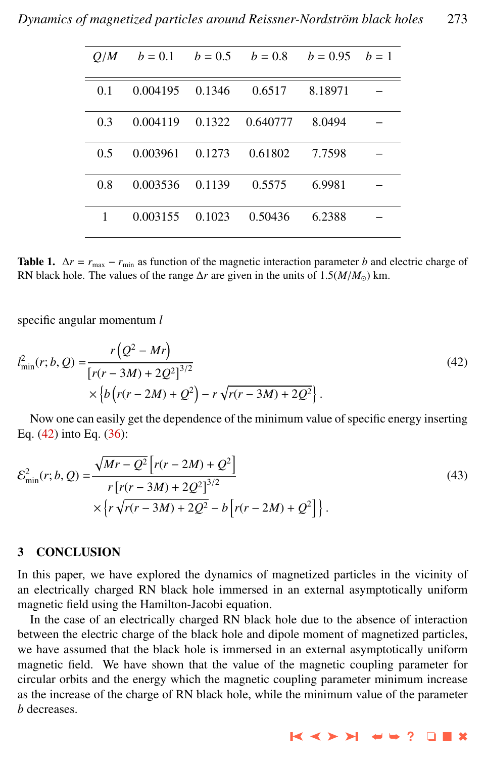| $Q/M$ | $b = 0.1$ | $b = 0.5$ | $b = 0.8$ | $b = 0.95$ | $b = 1$ |
|---|---|---|---|---|---|
| 0.1 | 0.004195 | 0.1346 | 0.6517 | 8.18971 | – |
| 0.3 | 0.004119 | 0.1322 | 0.640777 | 8.0494 | – |
| 0.5 | 0.003961 | 0.1273 | 0.61802 | 7.7598 | – |
| 0.8 | 0.003536 | 0.1139 | 0.5575 | 6.9981 | – |
| 1 | 0.003155 | 0.1023 | 0.50436 | 6.2388 | – |

**Table 1.** $\Delta r = r_{\max} - r_{\min}$ as function of the magnetic interaction parameter $b$ and electric charge of RN black hole. The values of the range $\Delta r$ are given in the units of $1.5(M/M_{\odot})$ km.

specific angular momentum $l$

$$
\begin{aligned}
l^2_{\min}(r;b,Q) =& \frac{r\left(Q^2 - Mr\right)}{\left[r(r-3M)+2Q^2\right]^{3/2}} \\
&\times \left\{b\left(r(r-2M)+Q^2\right) - r\sqrt{r(r-3M)+2Q^2}\right\}.
\end{aligned}
\tag{42}
$$

Now one can easily get the dependence of the minimum value of specific energy inserting Eq. (42) into Eq. (36):

$$
\begin{aligned}
\mathcal{E}^2_{\min}(r;b,Q) =& \frac{\sqrt{Mr-Q^2}\left[r(r-2M)+Q^2\right]}{r\left[r(r-3M)+2Q^2\right]^{3/2}} \\
&\times \left\{r\sqrt{r(r-3M)+2Q^2} - b\left[r(r-2M)+Q^2\right]\right\}.
\end{aligned}
\tag{43}
$$

## 3 CONCLUSION

In this paper, we have explored the dynamics of magnetized particles in the vicinity of an electrically charged RN black hole immersed in an external asymptotically uniform magnetic field using the Hamilton-Jacobi equation.

In the case of an electrically charged RN black hole due to the absence of interaction between the electric charge of the black hole and dipole moment of magnetized particles, we have assumed that the black hole is immersed in an external asymptotically uniform magnetic field. We have shown that the value of the magnetic coupling parameter for circular orbits and the energy which the magnetic coupling parameter minimum increase as the increase of the charge of RN black hole, while the minimum value of the parameter $b$ decreases.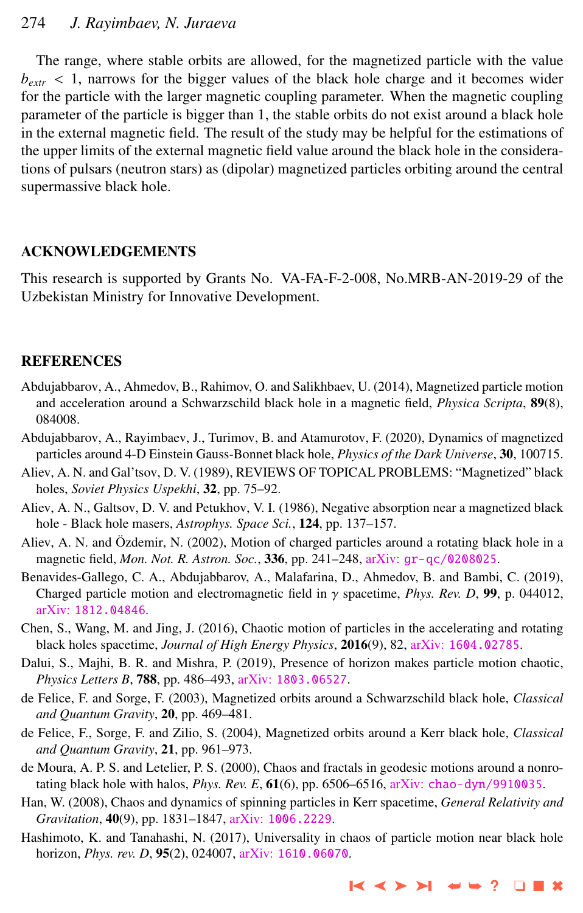The range, where stable orbits are allowed, for the magnetized particle with the value $b_{extr} < 1$, narrows for the bigger values of the black hole charge and it becomes wider for the particle with the larger magnetic coupling parameter. When the magnetic coupling parameter of the particle is bigger than 1, the stable orbits do not exist around a black hole in the external magnetic field. The result of the study may be helpful for the estimations of the upper limits of the external magnetic field value around the black hole in the considerations of pulsars (neutron stars) as (dipolar) magnetized particles orbiting around the central supermassive black hole.

## ACKNOWLEDGEMENTS

This research is supported by Grants No. VA-FA-F-2-008, No.MRB-AN-2019-29 of the Uzbekistan Ministry for Innovative Development.

## REFERENCES

Abdujabbarov, A., Ahmedov, B., Rahimov, O. and Salikhbaev, U. (2014), Magnetized particle motion and acceleration around a Schwarzschild black hole in a magnetic field, *Physica Scripta*, **89**(8), 084008.

Abdujabbarov, A., Rayimbaev, J., Turimov, B. and Atamurotov, F. (2020), Dynamics of magnetized particles around 4-D Einstein Gauss-Bonnet black hole, *Physics of the Dark Universe*, **30**, 100715.

Aliev, A. N. and Gal'tsov, D. V. (1989), REVIEWS OF TOPICAL PROBLEMS: "Magnetized" black holes, *Soviet Physics Uspekhi*, **32**, pp. 75–92.

Aliev, A. N., Galtsov, D. V. and Petukhov, V. I. (1986), Negative absorption near a magnetized black hole - Black hole masers, *Astrophys. Space Sci.*, **124**, pp. 137–157.

Aliev, A. N. and Özdemir, N. (2002), Motion of charged particles around a rotating black hole in a magnetic field, *Mon. Not. R. Astron. Soc.*, **336**, pp. 241–248, arXiv: gr-qc/0208025.

Benavides-Gallego, C. A., Abdujabbarov, A., Malafarina, D., Ahmedov, B. and Bambi, C. (2019), Charged particle motion and electromagnetic field in $\gamma$ spacetime, *Phys. Rev. D*, **99**, p. 044012, arXiv: 1812.04846.

Chen, S., Wang, M. and Jing, J. (2016), Chaotic motion of particles in the accelerating and rotating black holes spacetime, *Journal of High Energy Physics*, **2016**(9), 82, arXiv: 1604.02785.

Dalui, S., Majhi, B. R. and Mishra, P. (2019), Presence of horizon makes particle motion chaotic, *Physics Letters B*, **788**, pp. 486–493, arXiv: 1803.06527.

de Felice, F. and Sorge, F. (2003), Magnetized orbits around a Schwarzschild black hole, *Classical and Quantum Gravity*, **20**, pp. 469–481.

de Felice, F., Sorge, F. and Zilio, S. (2004), Magnetized orbits around a Kerr black hole, *Classical and Quantum Gravity*, **21**, pp. 961–973.

de Moura, A. P. S. and Letelier, P. S. (2000), Chaos and fractals in geodesic motions around a nonrotating black hole with halos, *Phys. Rev. E*, **61**(6), pp. 6506–6516, arXiv: chao-dyn/9910035.

Han, W. (2008), Chaos and dynamics of spinning particles in Kerr spacetime, *General Relativity and Gravitation*, **40**(9), pp. 1831–1847, arXiv: 1006.2229.

Hashimoto, K. and Tanahashi, N. (2017), Universality in chaos of particle motion near black hole horizon, *Phys. rev. D*, **95**(2), 024007, arXiv: 1610.06070.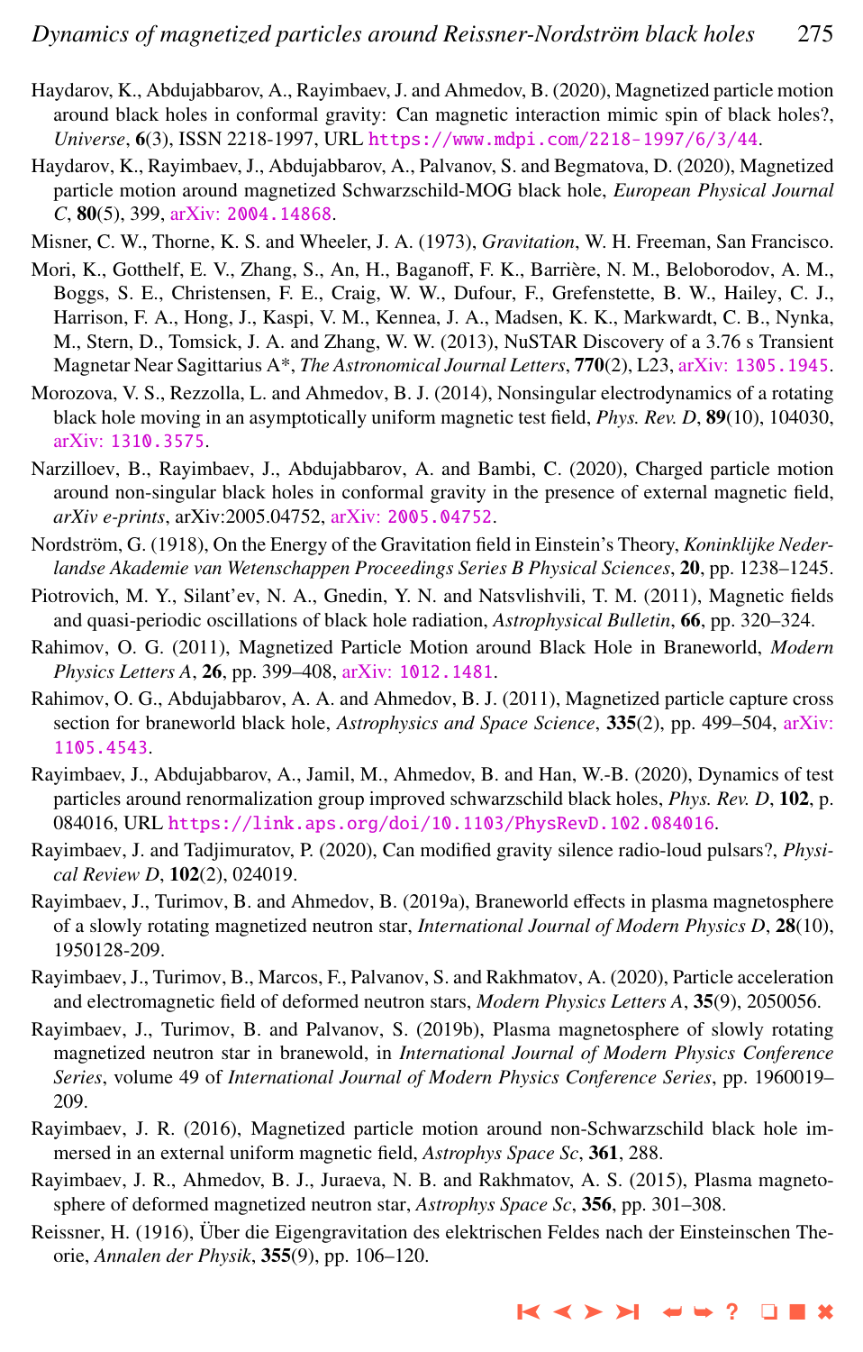Haydarov, K., Abdujabbarov, A., Rayimbaev, J. and Ahmedov, B. (2020), Magnetized particle motion around black holes in conformal gravity: Can magnetic interaction mimic spin of black holes?, *Universe*, **6**(3), ISSN 2218-1997, URL https://www.mdpi.com/2218-1997/6/3/44.

Haydarov, K., Rayimbaev, J., Abdujabbarov, A., Palvanov, S. and Begmatova, D. (2020), Magnetized particle motion around magnetized Schwarzschild-MOG black hole, *European Physical Journal C*, **80**(5), 399, arXiv: 2004.14868.

Misner, C. W., Thorne, K. S. and Wheeler, J. A. (1973), *Gravitation*, W. H. Freeman, San Francisco.

Mori, K., Gotthelf, E. V., Zhang, S., An, H., Baganoff, F. K., Barrière, N. M., Beloborodov, A. M., Boggs, S. E., Christensen, F. E., Craig, W. W., Dufour, F., Grefenstette, B. W., Hailey, C. J., Harrison, F. A., Hong, J., Kaspi, V. M., Kennea, J. A., Madsen, K. K., Markwardt, C. B., Nynka, M., Stern, D., Tomsick, J. A. and Zhang, W. W. (2013), NuSTAR Discovery of a 3.76 s Transient Magnetar Near Sagittarius A*, *The Astronomical Journal Letters*, **770**(2), L23, arXiv: 1305.1945.

Morozova, V. S., Rezzolla, L. and Ahmedov, B. J. (2014), Nonsingular electrodynamics of a rotating black hole moving in an asymptotically uniform magnetic test field, *Phys. Rev. D*, **89**(10), 104030, arXiv: 1310.3575.

Narzilloev, B., Rayimbaev, J., Abdujabbarov, A. and Bambi, C. (2020), Charged particle motion around non-singular black holes in conformal gravity in the presence of external magnetic field, *arXiv e-prints*, arXiv:2005.04752, arXiv: 2005.04752.

Nordström, G. (1918), On the Energy of the Gravitation field in Einstein's Theory, *Koninklijke Nederlandse Akademie van Wetenschappen Proceedings Series B Physical Sciences*, **20**, pp. 1238–1245.

Piotrovich, M. Y., Silant'ev, N. A., Gnedin, Y. N. and Natsvlishvili, T. M. (2011), Magnetic fields and quasi-periodic oscillations of black hole radiation, *Astrophysical Bulletin*, **66**, pp. 320–324.

Rahimov, O. G. (2011), Magnetized Particle Motion around Black Hole in Braneworld, *Modern Physics Letters A*, **26**, pp. 399–408, arXiv: 1012.1481.

Rahimov, O. G., Abdujabbarov, A. A. and Ahmedov, B. J. (2011), Magnetized particle capture cross section for braneworld black hole, *Astrophysics and Space Science*, **335**(2), pp. 499–504, arXiv: 1105.4543.

Rayimbaev, J., Abdujabbarov, A., Jamil, M., Ahmedov, B. and Han, W.-B. (2020), Dynamics of test particles around renormalization group improved schwarzschild black holes, *Phys. Rev. D*, **102**, p. 084016, URL https://link.aps.org/doi/10.1103/PhysRevD.102.084016.

Rayimbaev, J. and Tadjimuratov, P. (2020), Can modified gravity silence radio-loud pulsars?, *Physical Review D*, **102**(2), 024019.

Rayimbaev, J., Turimov, B. and Ahmedov, B. (2019a), Braneworld effects in plasma magnetosphere of a slowly rotating magnetized neutron star, *International Journal of Modern Physics D*, **28**(10), 1950128-209.

Rayimbaev, J., Turimov, B., Marcos, F., Palvanov, S. and Rakhmatov, A. (2020), Particle acceleration and electromagnetic field of deformed neutron stars, *Modern Physics Letters A*, **35**(9), 2050056.

Rayimbaev, J., Turimov, B. and Palvanov, S. (2019b), Plasma magnetosphere of slowly rotating magnetized neutron star in branewold, in *International Journal of Modern Physics Conference Series*, volume 49 of *International Journal of Modern Physics Conference Series*, pp. 1960019–209.

Rayimbaev, J. R. (2016), Magnetized particle motion around non-Schwarzschild black hole immersed in an external uniform magnetic field, *Astrophys Space Sc*, **361**, 288.

Rayimbaev, J. R., Ahmedov, B. J., Juraeva, N. B. and Rakhmatov, A. S. (2015), Plasma magnetosphere of deformed magnetized neutron star, *Astrophys Space Sc*, **356**, pp. 301–308.

Reissner, H. (1916), Über die Eigengravitation des elektrischen Feldes nach der Einsteinschen Theorie, *Annalen der Physik*, **355**(9), pp. 106–120.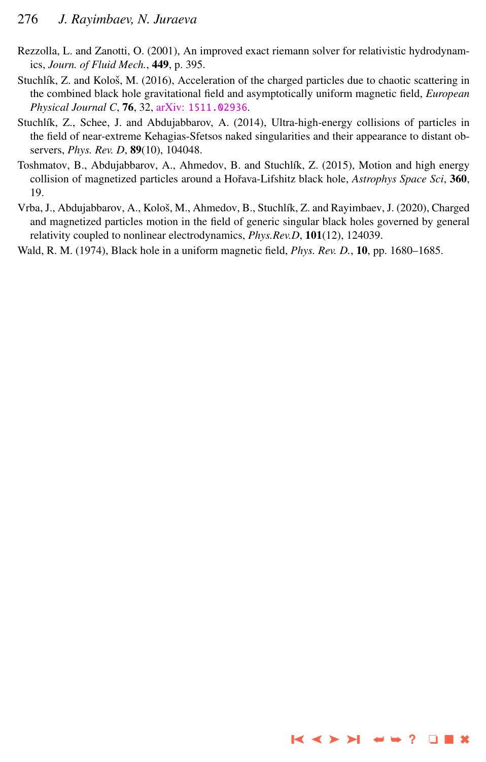Rezzolla, L. and Zanotti, O. (2001), An improved exact riemann solver for relativistic hydrodynamics, *Journ. of Fluid Mech.*, **449**, p. 395.

Stuchlík, Z. and Kološ, M. (2016), Acceleration of the charged particles due to chaotic scattering in the combined black hole gravitational field and asymptotically uniform magnetic field, *European Physical Journal C*, **76**, 32, arXiv: 1511.02936.

Stuchlík, Z., Schee, J. and Abdujabbarov, A. (2014), Ultra-high-energy collisions of particles in the field of near-extreme Kehagias-Sfetsos naked singularities and their appearance to distant observers, *Phys. Rev. D*, **89**(10), 104048.

Toshmatov, B., Abdujabbarov, A., Ahmedov, B. and Stuchlík, Z. (2015), Motion and high energy collision of magnetized particles around a Hořava-Lifshitz black hole, *Astrophys Space Sci*, **360**, 19.

Vrba, J., Abdujabbarov, A., Kološ, M., Ahmedov, B., Stuchlík, Z. and Rayimbaev, J. (2020), Charged and magnetized particles motion in the field of generic singular black holes governed by general relativity coupled to nonlinear electrodynamics, *Phys.Rev.D*, **101**(12), 124039.

Wald, R. M. (1974), Black hole in a uniform magnetic field, *Phys. Rev. D.*, **10**, pp. 1680–1685.